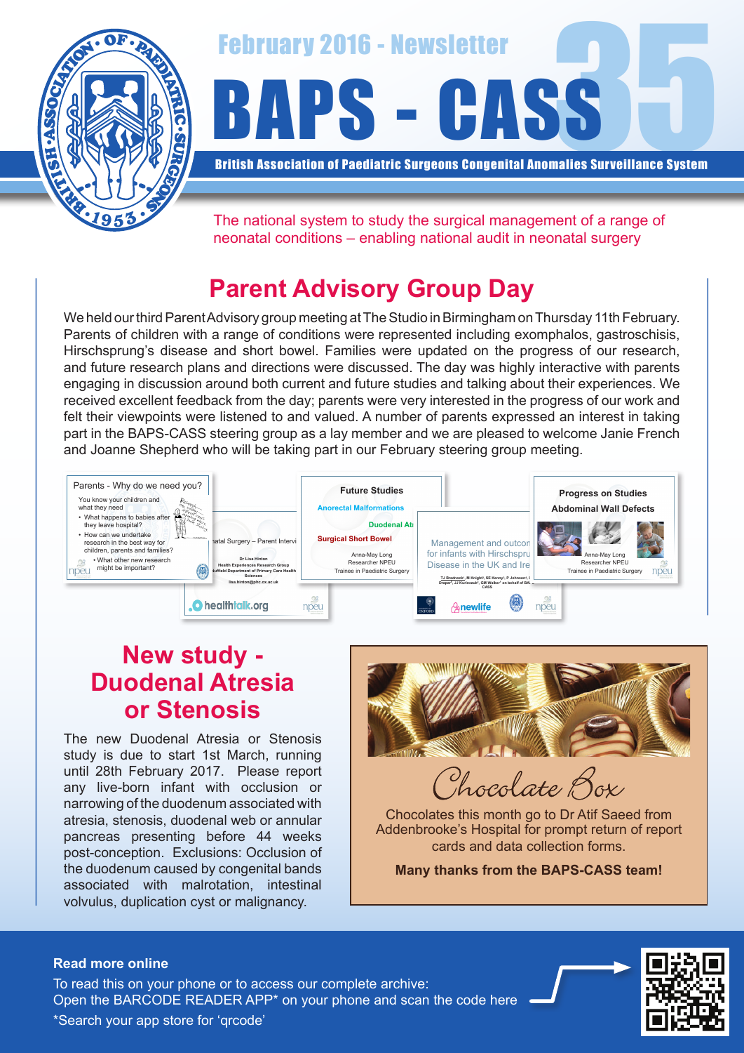February 2016 - Newsletter

# BAPS - CASS

**British Association of Paediatric Surgeons Congenital Anomalies Surveillance System**

The national system to study the surgical management of a range of neonatal conditions – enabling national audit in neonatal surgery

## Parent Advisory Group Day

We held our third Parent Advisory group meeting at The Studio in Birmingham on Thursday 11th February. Parents of children with a range of conditions were represented including exomphalos, gastroschisis, Hirschsprung's disease and short bowel. Families were updated on the progress of our research, and future research plans and directions were discussed. The day was highly interactive with parents engaging in discussion around both current and future studies and talking about their experiences. We received excellent feedback from the day; parents were very interested in the progress of our work and felt their viewpoints were listened to and valued. A number of parents expressed an interest in taking part in the BAPS-CASS steering group as a lay member and we are pleased to welcome Janie French and Joanne Shepherd who will be taking part in our February steering group meeting.

## New study - Duodenal Atresia or Stenosis

The new Duodenal Atresia or Stenosis study is due to start 1st March, running until 28th February 2017. Please report any live-born infant with occlusion or narrowing of the duodenum associated with atresia, stenosis, duodenal web or annular pancreas presenting before 44 weeks post-conception. Exclusions: Occlusion of the duodenum caused by congenital bands associated with malrotation, intestinal volvulus, duplication cyst or malignancy.

## Chocolate Box

Chocolates this month go to Dr Atif Saeed from Addenbrooke's Hospital for prompt return of report cards and data collection forms.

**Many thanks from the BAPS-CASS team!**

**Read more online**

To read this on your phone or to access our complete archive:
Open the BARCODE READER APP* on your phone and scan the code here

*Search your app store for 'qrcode'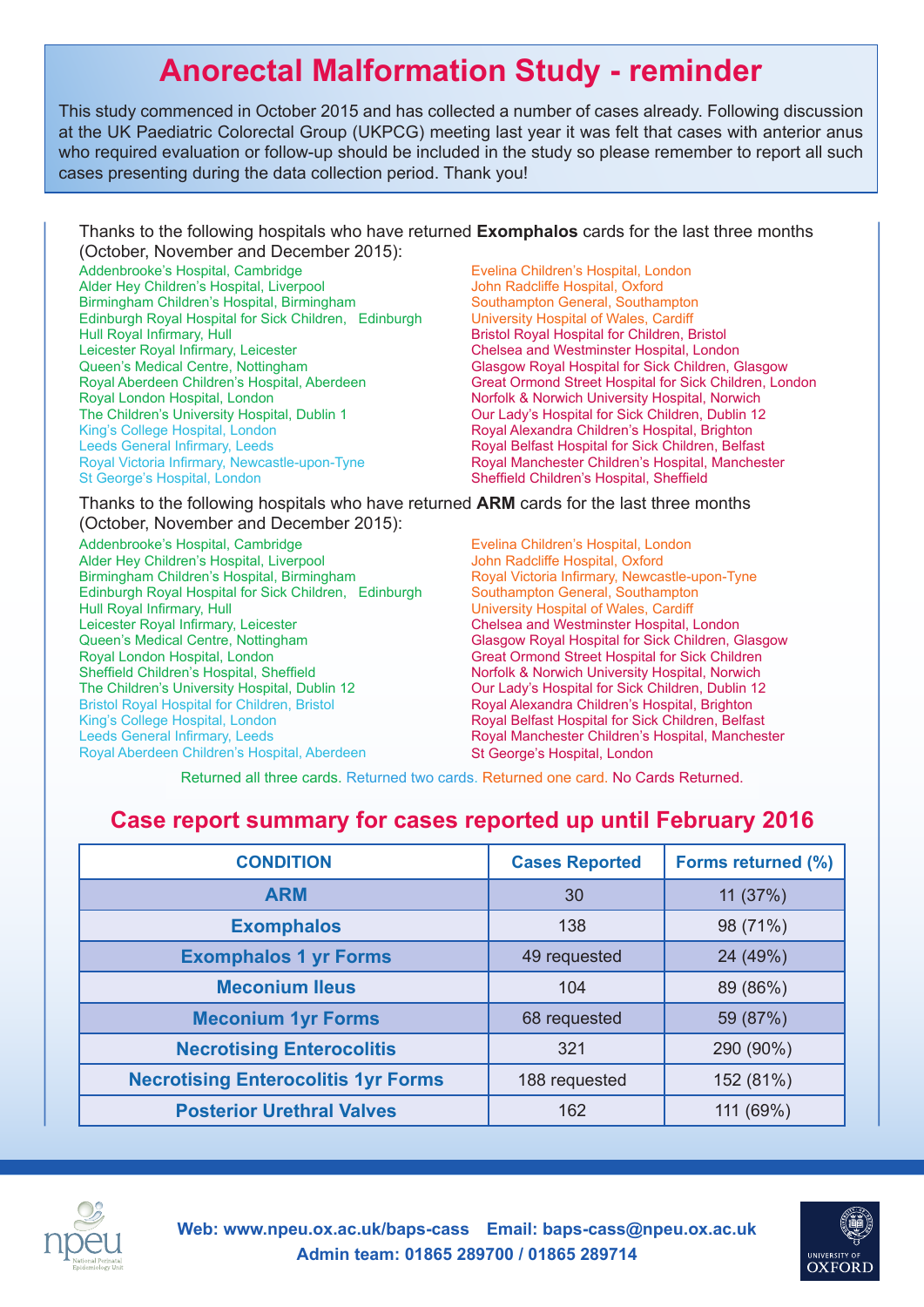# Anorectal Malformation Study - reminder

This study commenced in October 2015 and has collected a number of cases already. Following discussion at the UK Paediatric Colorectal Group (UKPCG) meeting last year it was felt that cases with anterior anus who required evaluation or follow-up should be included in the study so please remember to report all such cases presenting during the data collection period. Thank you!

Thanks to the following hospitals who have returned **Exomphalos** cards for the last three months (October, November and December 2015):

Addenbrooke's Hospital, Cambridge
Alder Hey Children's Hospital, Liverpool
Birmingham Children's Hospital, Birmingham
Edinburgh Royal Hospital for Sick Children, Edinburgh
Hull Royal Infirmary, Hull
Leicester Royal Infirmary, Leicester
Queen's Medical Centre, Nottingham
Royal Aberdeen Children's Hospital, Aberdeen
Royal London Hospital, London
The Children's University Hospital, Dublin 1
King's College Hospital, London
Leeds General Infirmary, Leeds
Royal Victoria Infirmary, Newcastle-upon-Tyne
St George's Hospital, London
Evelina Children's Hospital, London
John Radcliffe Hospital, Oxford
Southampton General, Southampton
University Hospital of Wales, Cardiff
Bristol Royal Hospital for Children, Bristol
Chelsea and Westminster Hospital, London
Glasgow Royal Hospital for Sick Children, Glasgow
Great Ormond Street Hospital for Sick Children, London
Norfolk & Norwich University Hospital, Norwich
Our Lady's Hospital for Sick Children, Dublin 12
Royal Alexandra Children's Hospital, Brighton
Royal Belfast Hospital for Sick Children, Belfast
Royal Manchester Children's Hospital, Manchester
Sheffield Children's Hospital, Sheffield

Thanks to the following hospitals who have returned **ARM** cards for the last three months (October, November and December 2015):

Addenbrooke's Hospital, Cambridge
Alder Hey Children's Hospital, Liverpool
Birmingham Children's Hospital, Birmingham
Edinburgh Royal Hospital for Sick Children, Edinburgh
Hull Royal Infirmary, Hull
Leicester Royal Infirmary, Leicester
Queen's Medical Centre, Nottingham
Royal London Hospital, London
Sheffield Children's Hospital, Sheffield
The Children's University Hospital, Dublin 12
Bristol Royal Hospital for Children, Bristol
King's College Hospital, London
Leeds General Infirmary, Leeds
Royal Aberdeen Children's Hospital, Aberdeen
Evelina Children's Hospital, London
John Radcliffe Hospital, Oxford
Royal Victoria Infirmary, Newcastle-upon-Tyne
Southampton General, Southampton
University Hospital of Wales, Cardiff
Chelsea and Westminster Hospital, London
Glasgow Royal Hospital for Sick Children, Glasgow
Great Ormond Street Hospital for Sick Children
Norfolk & Norwich University Hospital, Norwich
Our Lady's Hospital for Sick Children, Dublin 12
Royal Alexandra Children's Hospital, Brighton
Royal Belfast Hospital for Sick Children, Belfast
Royal Manchester Children's Hospital, Manchester
St George's Hospital, London

Returned all three cards. Returned two cards. Returned one card. No Cards Returned.

## Case report summary for cases reported up until February 2016

| CONDITION | Cases Reported | Forms returned (%) |
|---|---|---|
| ARM | 30 | 11 (37%) |
| Exomphalos | 138 | 98 (71%) |
| Exomphalos 1 yr Forms | 49 requested | 24 (49%) |
| Meconium Ileus | 104 | 89 (86%) |
| Meconium 1yr Forms | 68 requested | 59 (87%) |
| Necrotising Enterocolitis | 321 | 290 (90%) |
| Necrotising Enterocolitis 1yr Forms | 188 requested | 152 (81%) |
| Posterior Urethral Valves | 162 | 111 (69%) |

npeu National Perinatal Epidemiology Unit

**Web: www.npeu.ox.ac.uk/baps-cass Email: baps-cass@npeu.ox.ac.uk**
**Admin team: 01865 289700 / 01865 289714**

University of Oxford